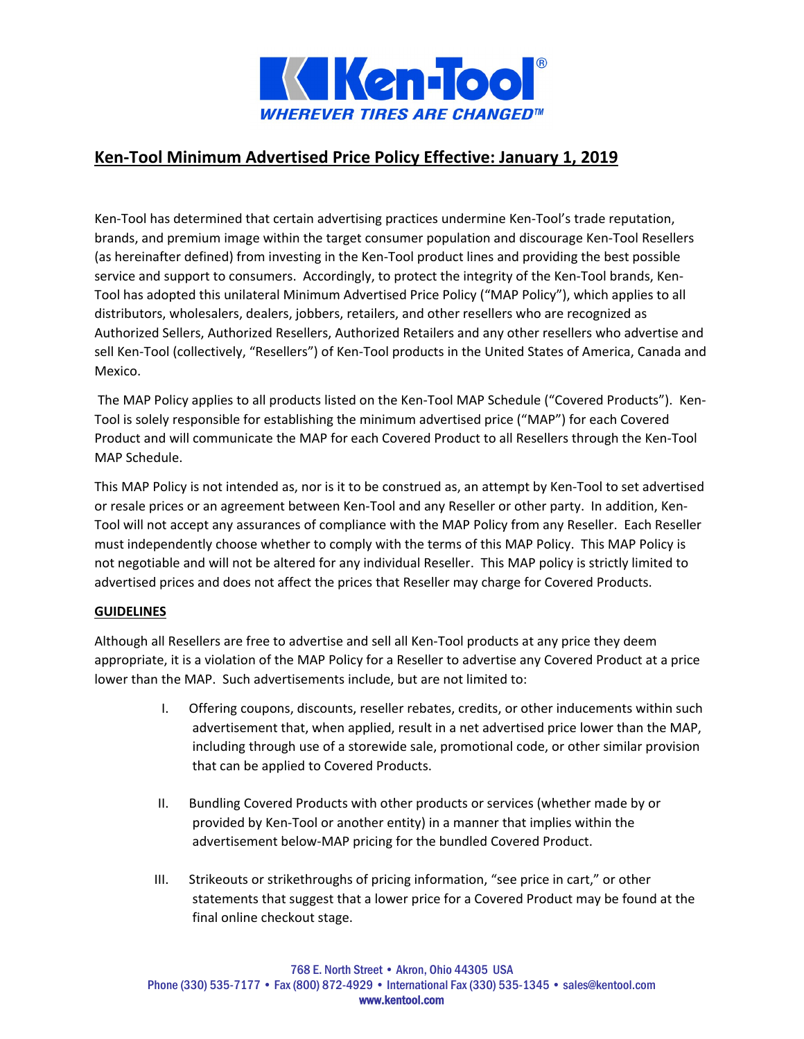# Ken-Tool Minimum Advertised Price Policy Effective: January 1, 2019

Ken-Tool has determined that certain advertising practices undermine Ken-Tool's trade reputation, brands, and premium image within the target consumer population and discourage Ken-Tool Resellers (as hereinafter defined) from investing in the Ken-Tool product lines and providing the best possible service and support to consumers. Accordingly, to protect the integrity of the Ken-Tool brands, Ken-Tool has adopted this unilateral Minimum Advertised Price Policy ("MAP Policy"), which applies to all distributors, wholesalers, dealers, jobbers, retailers, and other resellers who are recognized as Authorized Sellers, Authorized Resellers, Authorized Retailers and any other resellers who advertise and sell Ken-Tool (collectively, "Resellers") of Ken-Tool products in the United States of America, Canada and Mexico.

The MAP Policy applies to all products listed on the Ken-Tool MAP Schedule ("Covered Products"). Ken-Tool is solely responsible for establishing the minimum advertised price ("MAP") for each Covered Product and will communicate the MAP for each Covered Product to all Resellers through the Ken-Tool MAP Schedule.

This MAP Policy is not intended as, nor is it to be construed as, an attempt by Ken-Tool to set advertised or resale prices or an agreement between Ken-Tool and any Reseller or other party. In addition, Ken-Tool will not accept any assurances of compliance with the MAP Policy from any Reseller. Each Reseller must independently choose whether to comply with the terms of this MAP Policy. This MAP Policy is not negotiable and will not be altered for any individual Reseller. This MAP policy is strictly limited to advertised prices and does not affect the prices that Reseller may charge for Covered Products.

**GUIDELINES**

Although all Resellers are free to advertise and sell all Ken-Tool products at any price they deem appropriate, it is a violation of the MAP Policy for a Reseller to advertise any Covered Product at a price lower than the MAP. Such advertisements include, but are not limited to:

I. Offering coupons, discounts, reseller rebates, credits, or other inducements within such advertisement that, when applied, result in a net advertised price lower than the MAP, including through use of a storewide sale, promotional code, or other similar provision that can be applied to Covered Products.

II. Bundling Covered Products with other products or services (whether made by or provided by Ken-Tool or another entity) in a manner that implies within the advertisement below-MAP pricing for the bundled Covered Product.

III. Strikeouts or strikethroughs of pricing information, "see price in cart," or other statements that suggest that a lower price for a Covered Product may be found at the final online checkout stage.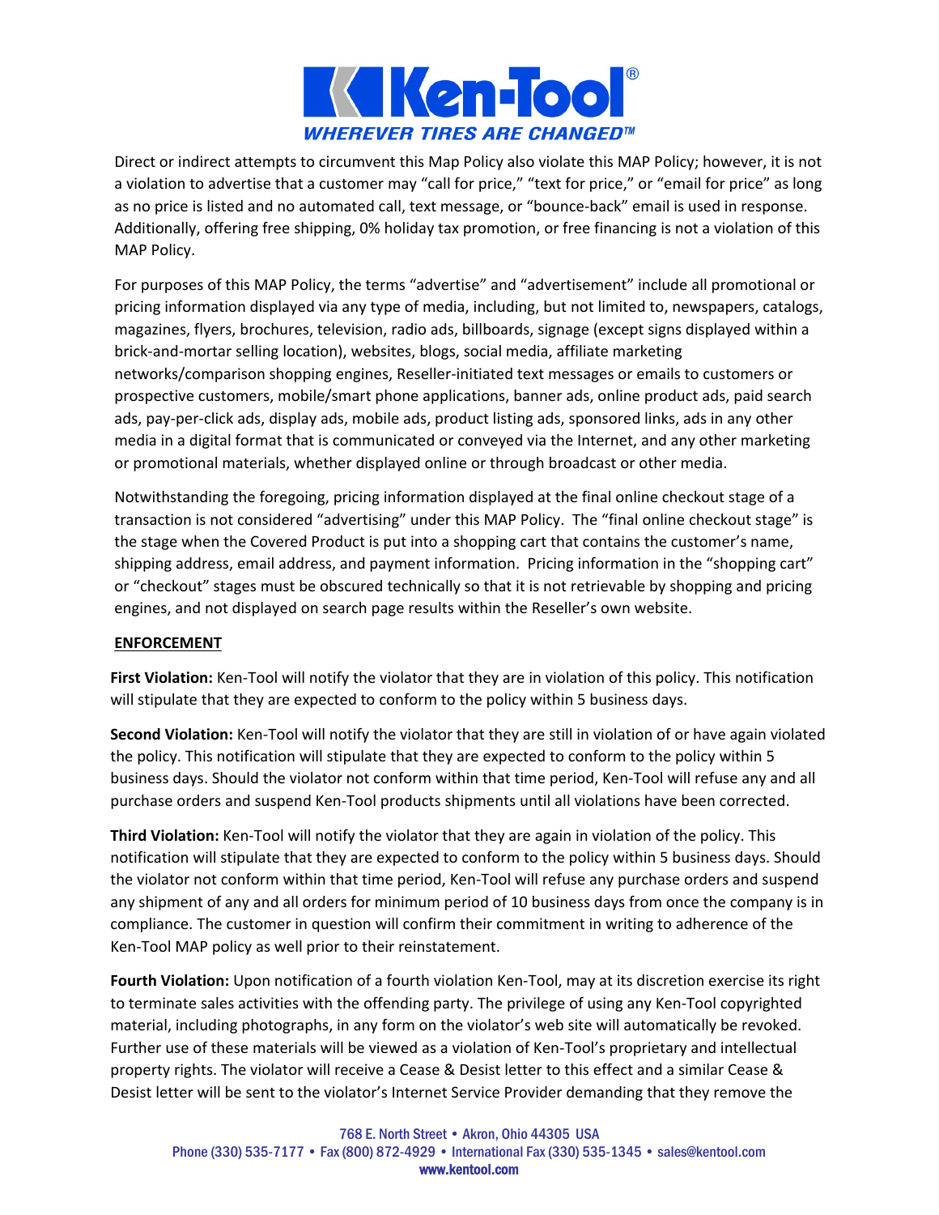Direct or indirect attempts to circumvent this Map Policy also violate this MAP Policy; however, it is not a violation to advertise that a customer may "call for price," "text for price," or "email for price" as long as no price is listed and no automated call, text message, or "bounce-back" email is used in response. Additionally, offering free shipping, 0% holiday tax promotion, or free financing is not a violation of this MAP Policy.

For purposes of this MAP Policy, the terms "advertise" and "advertisement" include all promotional or pricing information displayed via any type of media, including, but not limited to, newspapers, catalogs, magazines, flyers, brochures, television, radio ads, billboards, signage (except signs displayed within a brick-and-mortar selling location), websites, blogs, social media, affiliate marketing networks/comparison shopping engines, Reseller-initiated text messages or emails to customers or prospective customers, mobile/smart phone applications, banner ads, online product ads, paid search ads, pay-per-click ads, display ads, mobile ads, product listing ads, sponsored links, ads in any other media in a digital format that is communicated or conveyed via the Internet, and any other marketing or promotional materials, whether displayed online or through broadcast or other media.

Notwithstanding the foregoing, pricing information displayed at the final online checkout stage of a transaction is not considered "advertising" under this MAP Policy. The "final online checkout stage" is the stage when the Covered Product is put into a shopping cart that contains the customer's name, shipping address, email address, and payment information. Pricing information in the "shopping cart" or "checkout" stages must be obscured technically so that it is not retrievable by shopping and pricing engines, and not displayed on search page results within the Reseller's own website.

## ENFORCEMENT

**First Violation:** Ken-Tool will notify the violator that they are in violation of this policy. This notification will stipulate that they are expected to conform to the policy within 5 business days.

**Second Violation:** Ken-Tool will notify the violator that they are still in violation of or have again violated the policy. This notification will stipulate that they are expected to conform to the policy within 5 business days. Should the violator not conform within that time period, Ken-Tool will refuse any and all purchase orders and suspend Ken-Tool products shipments until all violations have been corrected.

**Third Violation:** Ken-Tool will notify the violator that they are again in violation of the policy. This notification will stipulate that they are expected to conform to the policy within 5 business days. Should the violator not conform within that time period, Ken-Tool will refuse any purchase orders and suspend any shipment of any and all orders for minimum period of 10 business days from once the company is in compliance. The customer in question will confirm their commitment in writing to adherence of the Ken-Tool MAP policy as well prior to their reinstatement.

**Fourth Violation:** Upon notification of a fourth violation Ken-Tool, may at its discretion exercise its right to terminate sales activities with the offending party. The privilege of using any Ken-Tool copyrighted material, including photographs, in any form on the violator's web site will automatically be revoked. Further use of these materials will be viewed as a violation of Ken-Tool's proprietary and intellectual property rights. The violator will receive a Cease & Desist letter to this effect and a similar Cease & Desist letter will be sent to the violator's Internet Service Provider demanding that they remove the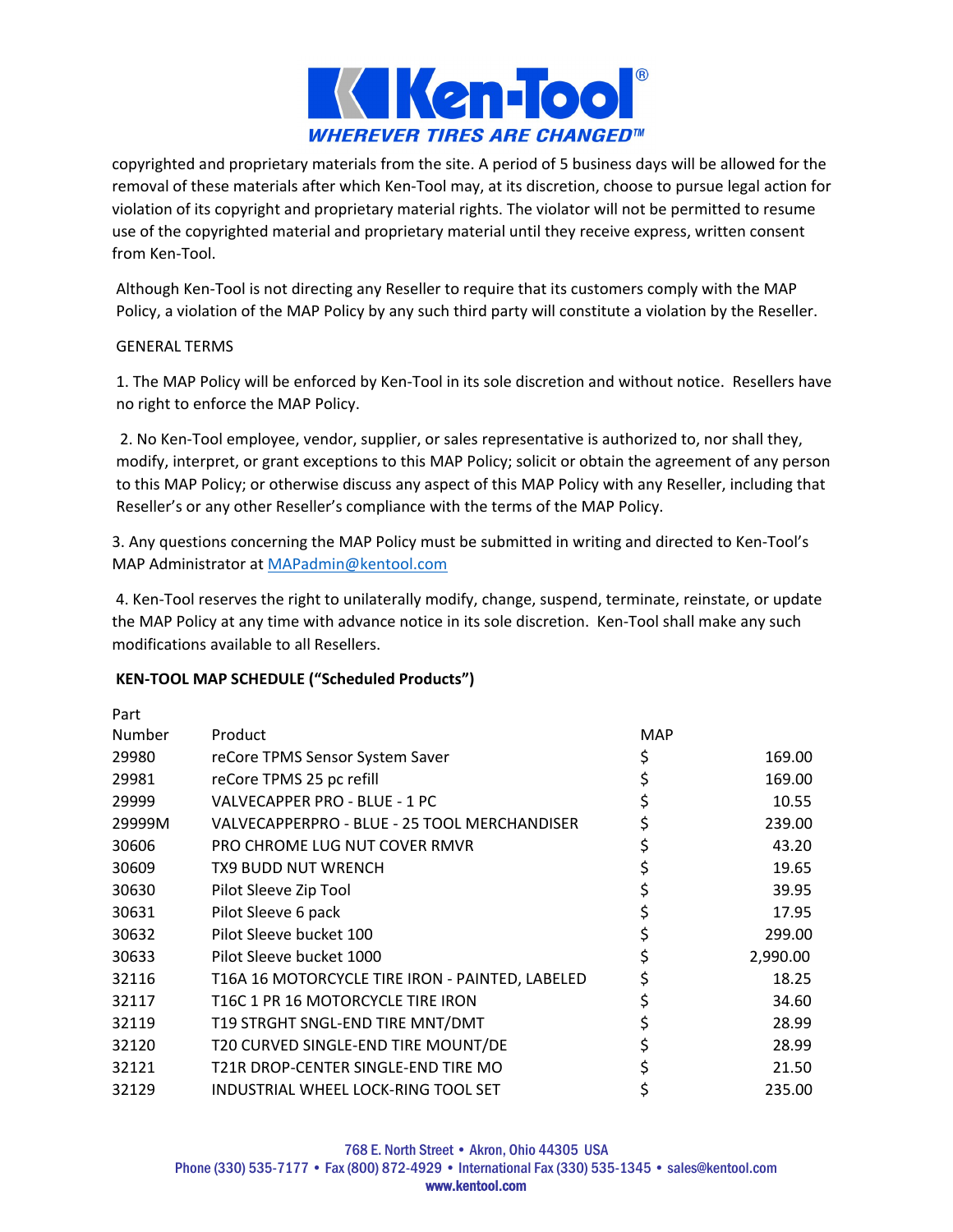copyrighted and proprietary materials from the site. A period of 5 business days will be allowed for the removal of these materials after which Ken-Tool may, at its discretion, choose to pursue legal action for violation of its copyright and proprietary material rights. The violator will not be permitted to resume use of the copyrighted material and proprietary material until they receive express, written consent from Ken-Tool.

Although Ken-Tool is not directing any Reseller to require that its customers comply with the MAP Policy, a violation of the MAP Policy by any such third party will constitute a violation by the Reseller.

GENERAL TERMS

1. The MAP Policy will be enforced by Ken-Tool in its sole discretion and without notice. Resellers have no right to enforce the MAP Policy.

2. No Ken-Tool employee, vendor, supplier, or sales representative is authorized to, nor shall they, modify, interpret, or grant exceptions to this MAP Policy; solicit or obtain the agreement of any person to this MAP Policy; or otherwise discuss any aspect of this MAP Policy with any Reseller, including that Reseller's or any other Reseller's compliance with the terms of the MAP Policy.

3. Any questions concerning the MAP Policy must be submitted in writing and directed to Ken-Tool's MAP Administrator at MAPadmin@kentool.com

4. Ken-Tool reserves the right to unilaterally modify, change, suspend, terminate, reinstate, or update the MAP Policy at any time with advance notice in its sole discretion. Ken-Tool shall make any such modifications available to all Resellers.

**KEN-TOOL MAP SCHEDULE ("Scheduled Products")**

| Part Number | Product | MAP | |
|---|---|---|---|
| 29980 | reCore TPMS Sensor System Saver | $ | 169.00 |
| 29981 | reCore TPMS 25 pc refill | $ | 169.00 |
| 29999 | VALVECAPPER PRO - BLUE - 1 PC | $ | 10.55 |
| 29999M | VALVECAPPERPRO - BLUE - 25 TOOL MERCHANDISER | $ | 239.00 |
| 30606 | PRO CHROME LUG NUT COVER RMVR | $ | 43.20 |
| 30609 | TX9 BUDD NUT WRENCH | $ | 19.65 |
| 30630 | Pilot Sleeve Zip Tool | $ | 39.95 |
| 30631 | Pilot Sleeve 6 pack | $ | 17.95 |
| 30632 | Pilot Sleeve bucket 100 | $ | 299.00 |
| 30633 | Pilot Sleeve bucket 1000 | $ | 2,990.00 |
| 32116 | T16A 16 MOTORCYCLE TIRE IRON - PAINTED, LABELED | $ | 18.25 |
| 32117 | T16C 1 PR 16 MOTORCYCLE TIRE IRON | $ | 34.60 |
| 32119 | T19 STRGHT SNGL-END TIRE MNT/DMT | $ | 28.99 |
| 32120 | T20 CURVED SINGLE-END TIRE MOUNT/DE | $ | 28.99 |
| 32121 | T21R DROP-CENTER SINGLE-END TIRE MO | $ | 21.50 |
| 32129 | INDUSTRIAL WHEEL LOCK-RING TOOL SET | $ | 235.00 |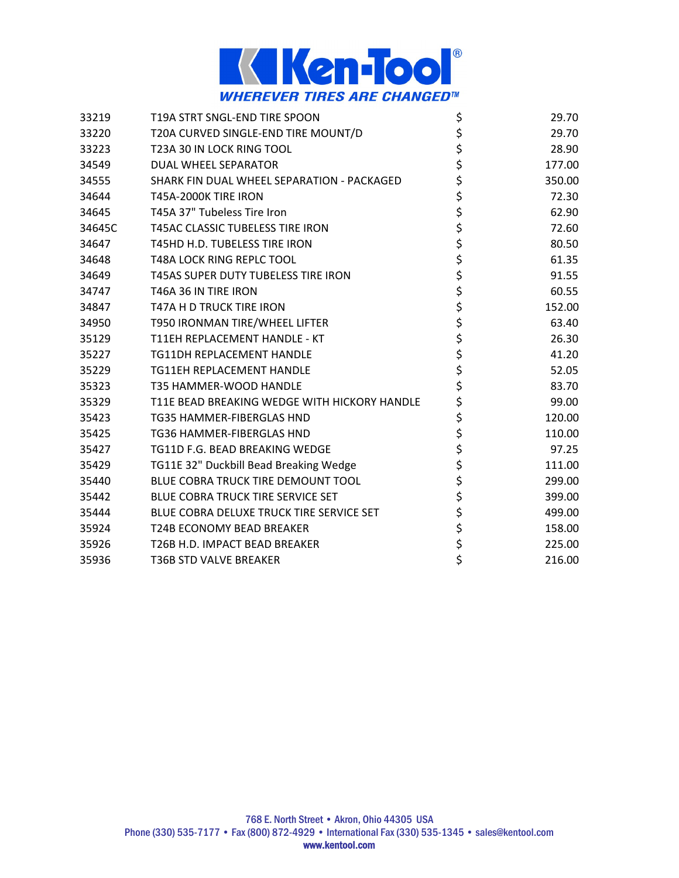Ken-Tool®

*WHEREVER TIRES ARE CHANGED™*

| | | | |
|---|---|---|---|
| 33219 | T19A STRT SNGL-END TIRE SPOON | $ | 29.70 |
| 33220 | T20A CURVED SINGLE-END TIRE MOUNT/D | $ | 29.70 |
| 33223 | T23A 30 IN LOCK RING TOOL | $ | 28.90 |
| 34549 | DUAL WHEEL SEPARATOR | $ | 177.00 |
| 34555 | SHARK FIN DUAL WHEEL SEPARATION - PACKAGED | $ | 350.00 |
| 34644 | T45A-2000K TIRE IRON | $ | 72.30 |
| 34645 | T45A 37" Tubeless Tire Iron | $ | 62.90 |
| 34645C | T45AC CLASSIC TUBELESS TIRE IRON | $ | 72.60 |
| 34647 | T45HD H.D. TUBELESS TIRE IRON | $ | 80.50 |
| 34648 | T48A LOCK RING REPLC TOOL | $ | 61.35 |
| 34649 | T45AS SUPER DUTY TUBELESS TIRE IRON | $ | 91.55 |
| 34747 | T46A 36 IN TIRE IRON | $ | 60.55 |
| 34847 | T47A H D TRUCK TIRE IRON | $ | 152.00 |
| 34950 | T950 IRONMAN TIRE/WHEEL LIFTER | $ | 63.40 |
| 35129 | T11EH REPLACEMENT HANDLE - KT | $ | 26.30 |
| 35227 | TG11DH REPLACEMENT HANDLE | $ | 41.20 |
| 35229 | TG11EH REPLACEMENT HANDLE | $ | 52.05 |
| 35323 | T35 HAMMER-WOOD HANDLE | $ | 83.70 |
| 35329 | T11E BEAD BREAKING WEDGE WITH HICKORY HANDLE | $ | 99.00 |
| 35423 | TG35 HAMMER-FIBERGLAS HND | $ | 120.00 |
| 35425 | TG36 HAMMER-FIBERGLAS HND | $ | 110.00 |
| 35427 | TG11D F.G. BEAD BREAKING WEDGE | $ | 97.25 |
| 35429 | TG11E 32" Duckbill Bead Breaking Wedge | $ | 111.00 |
| 35440 | BLUE COBRA TRUCK TIRE DEMOUNT TOOL | $ | 299.00 |
| 35442 | BLUE COBRA TRUCK TIRE SERVICE SET | $ | 399.00 |
| 35444 | BLUE COBRA DELUXE TRUCK TIRE SERVICE SET | $ | 499.00 |
| 35924 | T24B ECONOMY BEAD BREAKER | $ | 158.00 |
| 35926 | T26B H.D. IMPACT BEAD BREAKER | $ | 225.00 |
| 35936 | T36B STD VALVE BREAKER | $ | 216.00 |

768 E. North Street • Akron, Ohio 44305 USA
Phone (330) 535-7177 • Fax (800) 872-4929 • International Fax (330) 535-1345 • sales@kentool.com
www.kentool.com